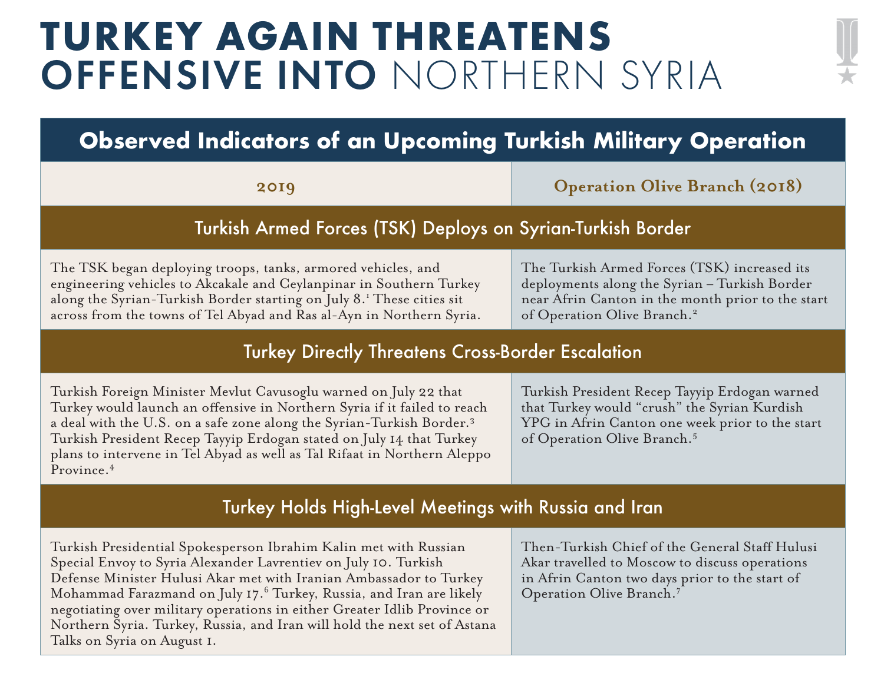# TURKEY AGAIN THREATENS OFFENSIVE INTO NORTHERN SYRIA

## Observed Indicators of an Upcoming Turkish Military Operation

| 2019 | Operation Olive Branch (2018) |
|---|---|
| **Turkish Armed Forces (TSK) Deploys on Syrian-Turkish Border** | |
| The TSK began deploying troops, tanks, armored vehicles, and engineering vehicles to Akcakale and Ceylanpinar in Southern Turkey along the Syrian-Turkish Border starting on July 8.[1] These cities sit across from the towns of Tel Abyad and Ras al-Ayn in Northern Syria. | The Turkish Armed Forces (TSK) increased its deployments along the Syrian – Turkish Border near Afrin Canton in the month prior to the start of Operation Olive Branch.[2] |
| **Turkey Directly Threatens Cross-Border Escalation** | |
| Turkish Foreign Minister Mevlut Cavusoglu warned on July 22 that Turkey would launch an offensive in Northern Syria if it failed to reach a deal with the U.S. on a safe zone along the Syrian-Turkish Border.[3] Turkish President Recep Tayyip Erdogan stated on July 14 that Turkey plans to intervene in Tel Abyad as well as Tal Rifaat in Northern Aleppo Province.[4] | Turkish President Recep Tayyip Erdogan warned that Turkey would "crush" the Syrian Kurdish YPG in Afrin Canton one week prior to the start of Operation Olive Branch.[5] |
| **Turkey Holds High-Level Meetings with Russia and Iran** | |
| Turkish Presidential Spokesperson Ibrahim Kalin met with Russian Special Envoy to Syria Alexander Lavrentiev on July 10. Turkish Defense Minister Hulusi Akar met with Iranian Ambassador to Turkey Mohammad Farazmand on July 17.[6] Turkey, Russia, and Iran are likely negotiating over military operations in either Greater Idlib Province or Northern Syria. Turkey, Russia, and Iran will hold the next set of Astana Talks on Syria on August 1. | Then-Turkish Chief of the General Staff Hulusi Akar travelled to Moscow to discuss operations in Afrin Canton two days prior to the start of Operation Olive Branch.[7] |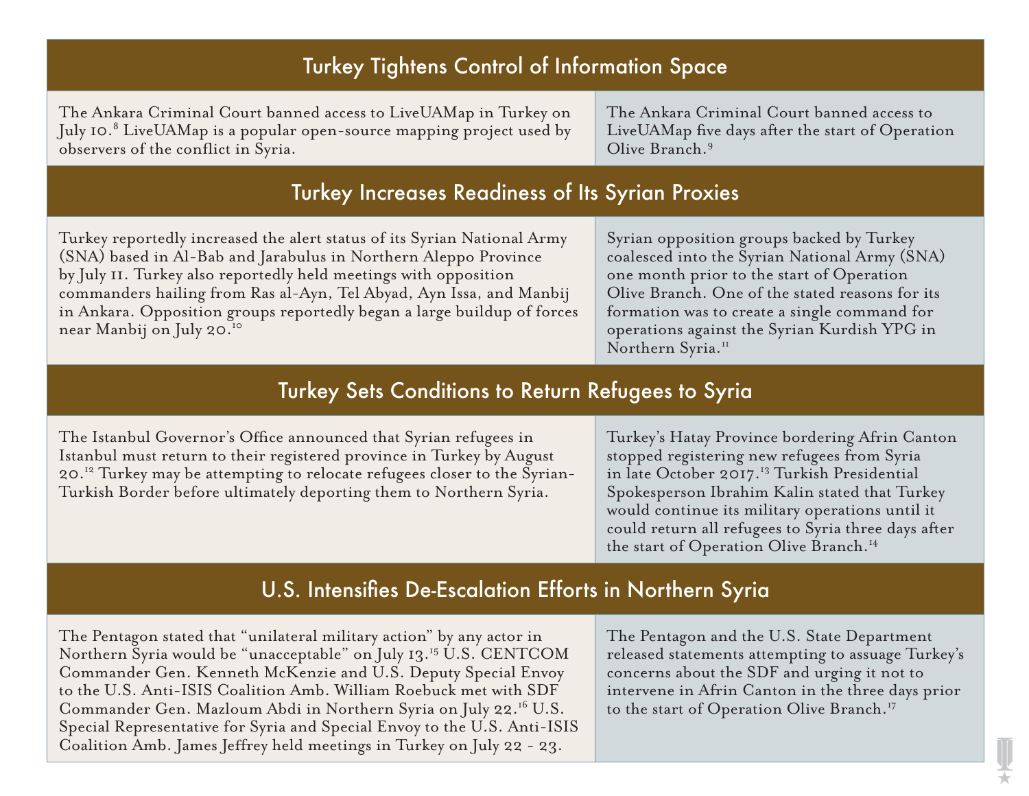## Turkey Tightens Control of Information Space

| | |
|---|---|
| The Ankara Criminal Court banned access to LiveUAMap in Turkey on July 10.[8] LiveUAMap is a popular open-source mapping project used by observers of the conflict in Syria. | The Ankara Criminal Court banned access to LiveUAMap five days after the start of Operation Olive Branch.[9] |

## Turkey Increases Readiness of Its Syrian Proxies

| | |
|---|---|
| Turkey reportedly increased the alert status of its Syrian National Army (SNA) based in Al-Bab and Jarabulus in Northern Aleppo Province by July 11. Turkey also reportedly held meetings with opposition commanders hailing from Ras al-Ayn, Tel Abyad, Ayn Issa, and Manbij in Ankara. Opposition groups reportedly began a large buildup of forces near Manbij on July 20.[10] | Syrian opposition groups backed by Turkey coalesced into the Syrian National Army (SNA) one month prior to the start of Operation Olive Branch. One of the stated reasons for its formation was to create a single command for operations against the Syrian Kurdish YPG in Northern Syria.[11] |

## Turkey Sets Conditions to Return Refugees to Syria

| | |
|---|---|
| The Istanbul Governor's Office announced that Syrian refugees in Istanbul must return to their registered province in Turkey by August 20.[12] Turkey may be attempting to relocate refugees closer to the Syrian-Turkish Border before ultimately deporting them to Northern Syria. | Turkey's Hatay Province bordering Afrin Canton stopped registering new refugees from Syria in late October 2017.[13] Turkish Presidential Spokesperson Ibrahim Kalin stated that Turkey would continue its military operations until it could return all refugees to Syria three days after the start of Operation Olive Branch.[14] |

## U.S. Intensifies De-Escalation Efforts in Northern Syria

| | |
|---|---|
| The Pentagon stated that "unilateral military action" by any actor in Northern Syria would be "unacceptable" on July 13.[15] U.S. CENTCOM Commander Gen. Kenneth McKenzie and U.S. Deputy Special Envoy to the U.S. Anti-ISIS Coalition Amb. William Roebuck met with SDF Commander Gen. Mazloum Abdi in Northern Syria on July 22.[16] U.S. Special Representative for Syria and Special Envoy to the U.S. Anti-ISIS Coalition Amb. James Jeffrey held meetings in Turkey on July 22 - 23. | The Pentagon and the U.S. State Department released statements attempting to assuage Turkey's concerns about the SDF and urging it not to intervene in Afrin Canton in the three days prior to the start of Operation Olive Branch.[17] |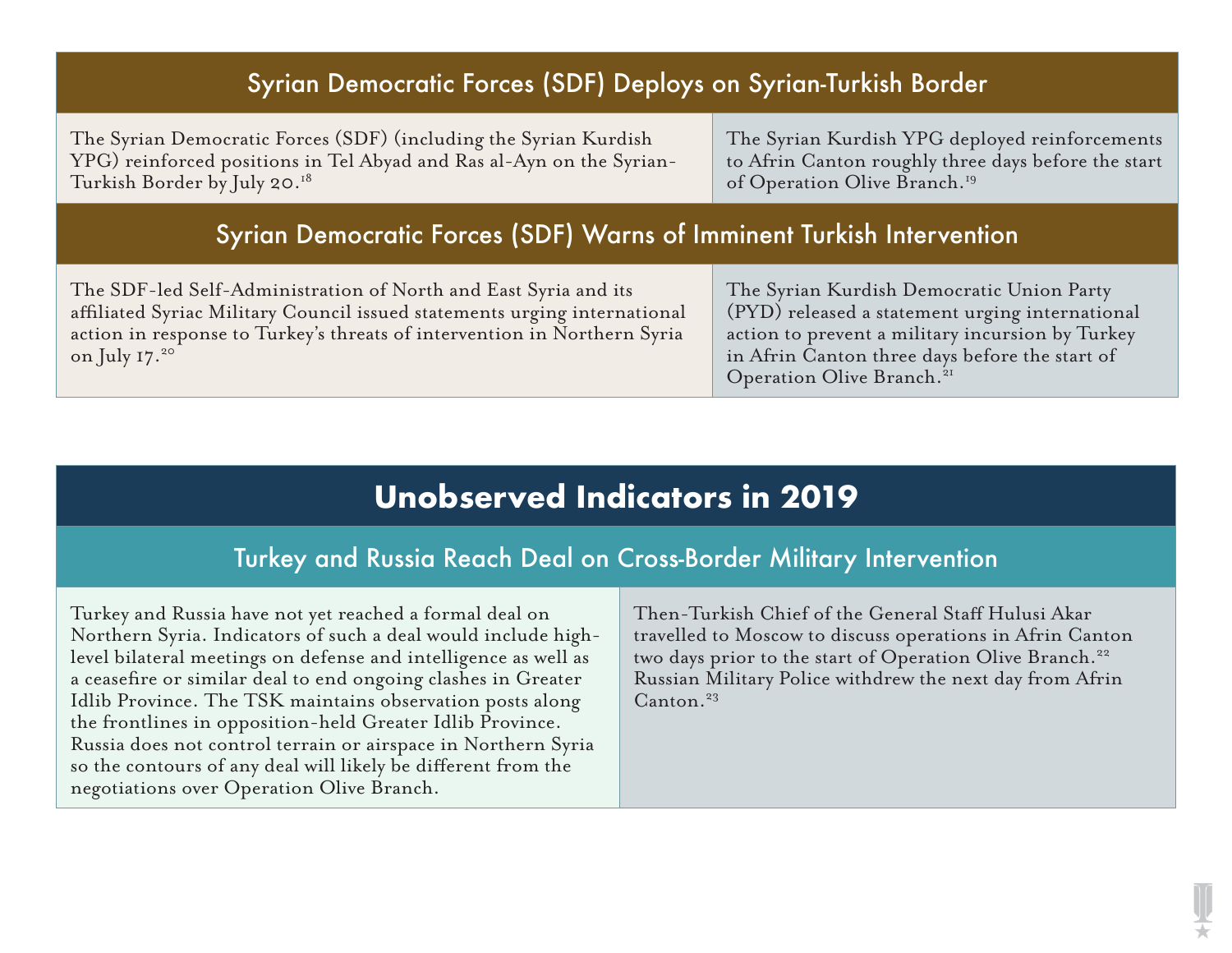## Syrian Democratic Forces (SDF) Deploys on Syrian-Turkish Border

The Syrian Democratic Forces (SDF) (including the Syrian Kurdish YPG) reinforced positions in Tel Abyad and Ras al-Ayn on the Syrian-Turkish Border by July 20.[18]

The Syrian Kurdish YPG deployed reinforcements to Afrin Canton roughly three days before the start of Operation Olive Branch.[19]

## Syrian Democratic Forces (SDF) Warns of Imminent Turkish Intervention

The SDF-led Self-Administration of North and East Syria and its affiliated Syriac Military Council issued statements urging international action in response to Turkey's threats of intervention in Northern Syria on July 17.[20]

The Syrian Kurdish Democratic Union Party (PYD) released a statement urging international action to prevent a military incursion by Turkey in Afrin Canton three days before the start of Operation Olive Branch.[21]

# Unobserved Indicators in 2019

## Turkey and Russia Reach Deal on Cross-Border Military Intervention

Turkey and Russia have not yet reached a formal deal on Northern Syria. Indicators of such a deal would include high-level bilateral meetings on defense and intelligence as well as a ceasefire or similar deal to end ongoing clashes in Greater Idlib Province. The TSK maintains observation posts along the frontlines in opposition-held Greater Idlib Province. Russia does not control terrain or airspace in Northern Syria so the contours of any deal will likely be different from the negotiations over Operation Olive Branch.

Then-Turkish Chief of the General Staff Hulusi Akar travelled to Moscow to discuss operations in Afrin Canton two days prior to the start of Operation Olive Branch.[22] Russian Military Police withdrew the next day from Afrin Canton.[23]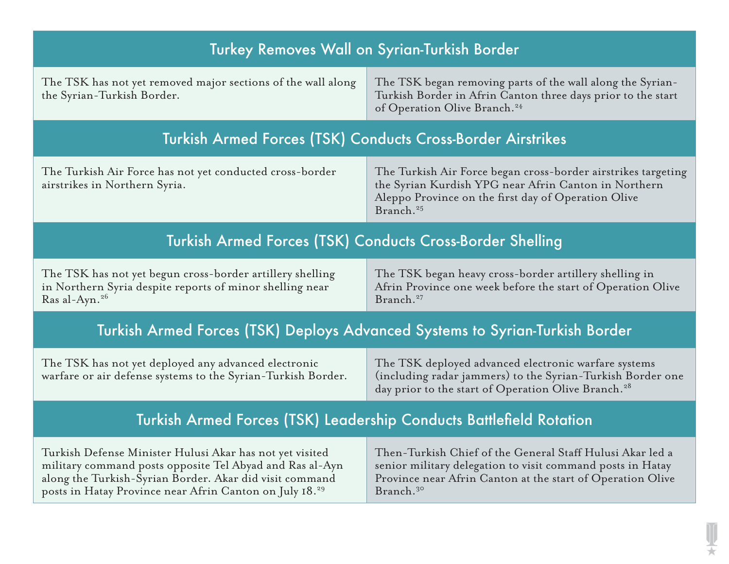| Turkey Removes Wall on Syrian-Turkish Border | |
|---|---|
| The TSK has not yet removed major sections of the wall along the Syrian-Turkish Border. | The TSK began removing parts of the wall along the Syrian-Turkish Border in Afrin Canton three days prior to the start of Operation Olive Branch.[24] |
| **Turkish Armed Forces (TSK) Conducts Cross-Border Airstrikes** | |
| The Turkish Air Force has not yet conducted cross-border airstrikes in Northern Syria. | The Turkish Air Force began cross-border airstrikes targeting the Syrian Kurdish YPG near Afrin Canton in Northern Aleppo Province on the first day of Operation Olive Branch.[25] |
| **Turkish Armed Forces (TSK) Conducts Cross-Border Shelling** | |
| The TSK has not yet begun cross-border artillery shelling in Northern Syria despite reports of minor shelling near Ras al-Ayn.[26] | The TSK began heavy cross-border artillery shelling in Afrin Province one week before the start of Operation Olive Branch.[27] |
| **Turkish Armed Forces (TSK) Deploys Advanced Systems to Syrian-Turkish Border** | |
| The TSK has not yet deployed any advanced electronic warfare or air defense systems to the Syrian-Turkish Border. | The TSK deployed advanced electronic warfare systems (including radar jammers) to the Syrian-Turkish Border one day prior to the start of Operation Olive Branch.[28] |
| **Turkish Armed Forces (TSK) Leadership Conducts Battlefield Rotation** | |
| Turkish Defense Minister Hulusi Akar has not yet visited military command posts opposite Tel Abyad and Ras al-Ayn along the Turkish-Syrian Border. Akar did visit command posts in Hatay Province near Afrin Canton on July 18.[29] | Then-Turkish Chief of the General Staff Hulusi Akar led a senior military delegation to visit command posts in Hatay Province near Afrin Canton at the start of Operation Olive Branch.[30] |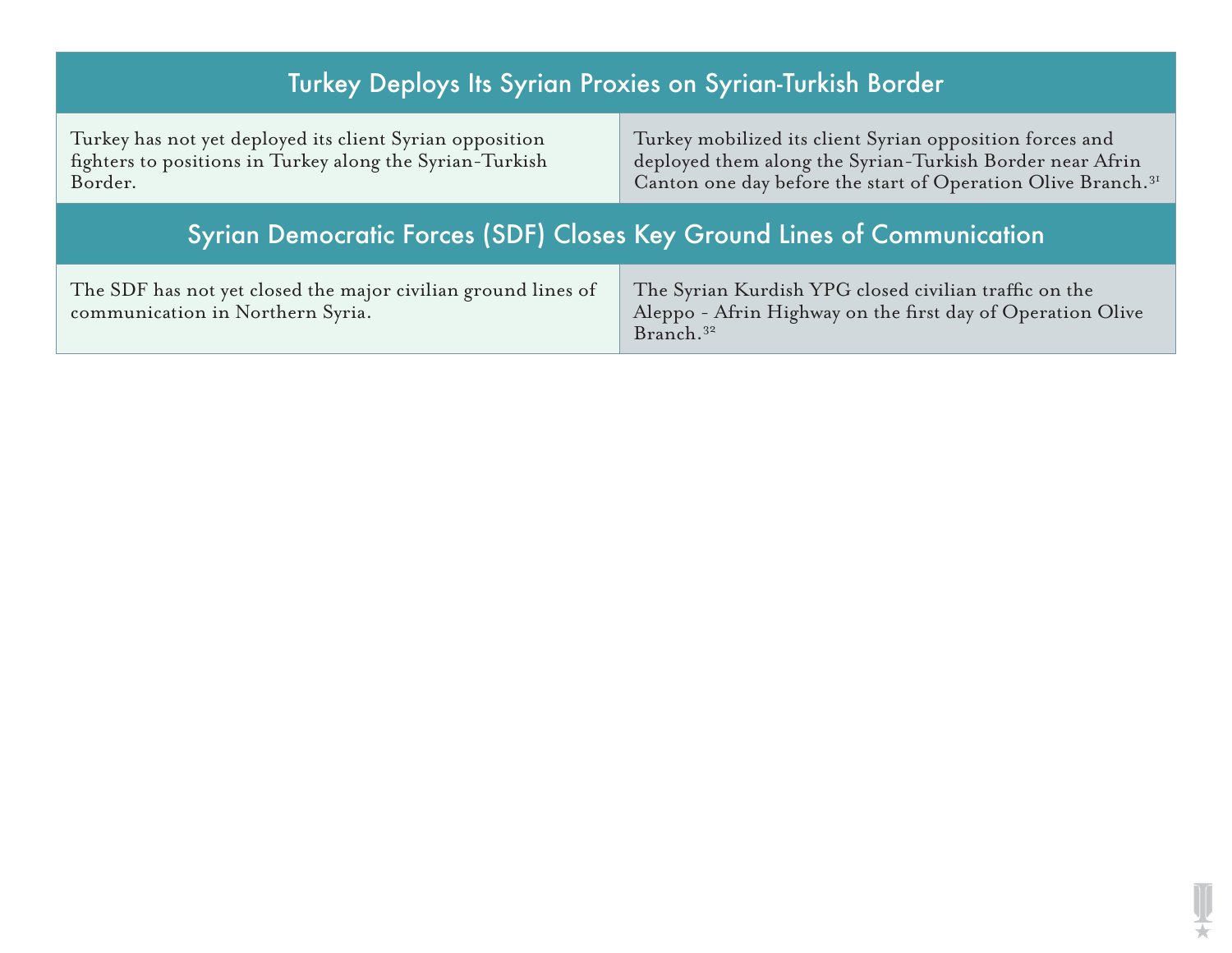| Turkey Deploys Its Syrian Proxies on Syrian-Turkish Border | |
|---|---|
| Turkey has not yet deployed its client Syrian opposition fighters to positions in Turkey along the Syrian-Turkish Border. | Turkey mobilized its client Syrian opposition forces and deployed them along the Syrian-Turkish Border near Afrin Canton one day before the start of Operation Olive Branch.[31] |

| Syrian Democratic Forces (SDF) Closes Key Ground Lines of Communication | |
|---|---|
| The SDF has not yet closed the major civilian ground lines of communication in Northern Syria. | The Syrian Kurdish YPG closed civilian traffic on the Aleppo - Afrin Highway on the first day of Operation Olive Branch.[32] |